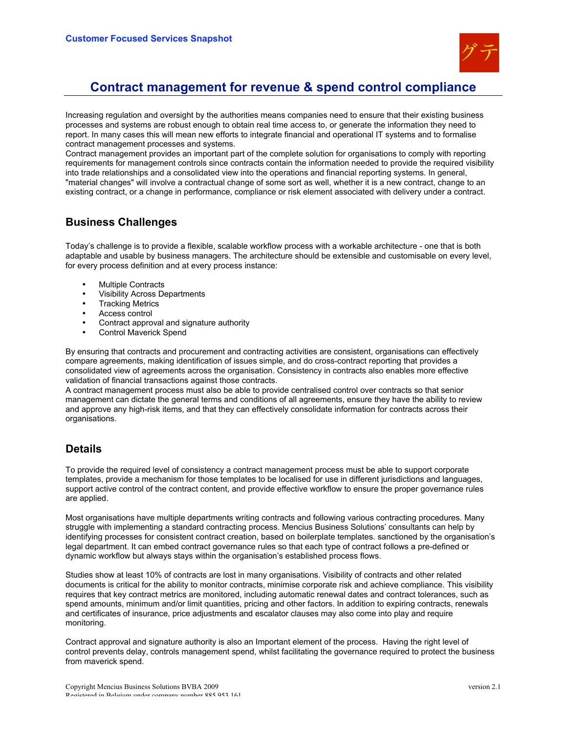**Customer Focused Services Snapshot**

# Contract management for revenue & spend control compliance

Increasing regulation and oversight by the authorities means companies need to ensure that their existing business processes and systems are robust enough to obtain real time access to, or generate the information they need to report. In many cases this will mean new efforts to integrate financial and operational IT systems and to formalise contract management processes and systems.
Contract management provides an important part of the complete solution for organisations to comply with reporting requirements for management controls since contracts contain the information needed to provide the required visibility into trade relationships and a consolidated view into the operations and financial reporting systems. In general, "material changes" will involve a contractual change of some sort as well, whether it is a new contract, change to an existing contract, or a change in performance, compliance or risk element associated with delivery under a contract.

## Business Challenges

Today's challenge is to provide a flexible, scalable workflow process with a workable architecture - one that is both adaptable and usable by business managers. The architecture should be extensible and customisable on every level, for every process definition and at every process instance:

- Multiple Contracts
- Visibility Across Departments
- Tracking Metrics
- Access control
- Contract approval and signature authority
- Control Maverick Spend

By ensuring that contracts and procurement and contracting activities are consistent, organisations can effectively compare agreements, making identification of issues simple, and do cross-contract reporting that provides a consolidated view of agreements across the organisation. Consistency in contracts also enables more effective validation of financial transactions against those contracts.
A contract management process must also be able to provide centralised control over contracts so that senior management can dictate the general terms and conditions of all agreements, ensure they have the ability to review and approve any high-risk items, and that they can effectively consolidate information for contracts across their organisations.

## Details

To provide the required level of consistency a contract management process must be able to support corporate templates, provide a mechanism for those templates to be localised for use in different jurisdictions and languages, support active control of the contract content, and provide effective workflow to ensure the proper governance rules are applied.

Most organisations have multiple departments writing contracts and following various contracting procedures. Many struggle with implementing a standard contracting process. Mencius Business Solutions' consultants can help by identifying processes for consistent contract creation, based on boilerplate templates. sanctioned by the organisation's legal department. It can embed contract governance rules so that each type of contract follows a pre-defined or dynamic workflow but always stays within the organisation's established process flows.

Studies show at least 10% of contracts are lost in many organisations. Visibility of contracts and other related documents is critical for the ability to monitor contracts, minimise corporate risk and achieve compliance. This visibility requires that key contract metrics are monitored, including automatic renewal dates and contract tolerances, such as spend amounts, minimum and/or limit quantities, pricing and other factors. In addition to expiring contracts, renewals and certificates of insurance, price adjustments and escalator clauses may also come into play and require monitoring.

Contract approval and signature authority is also an Important element of the process. Having the right level of control prevents delay, controls management spend, whilst facilitating the governance required to protect the business from maverick spend.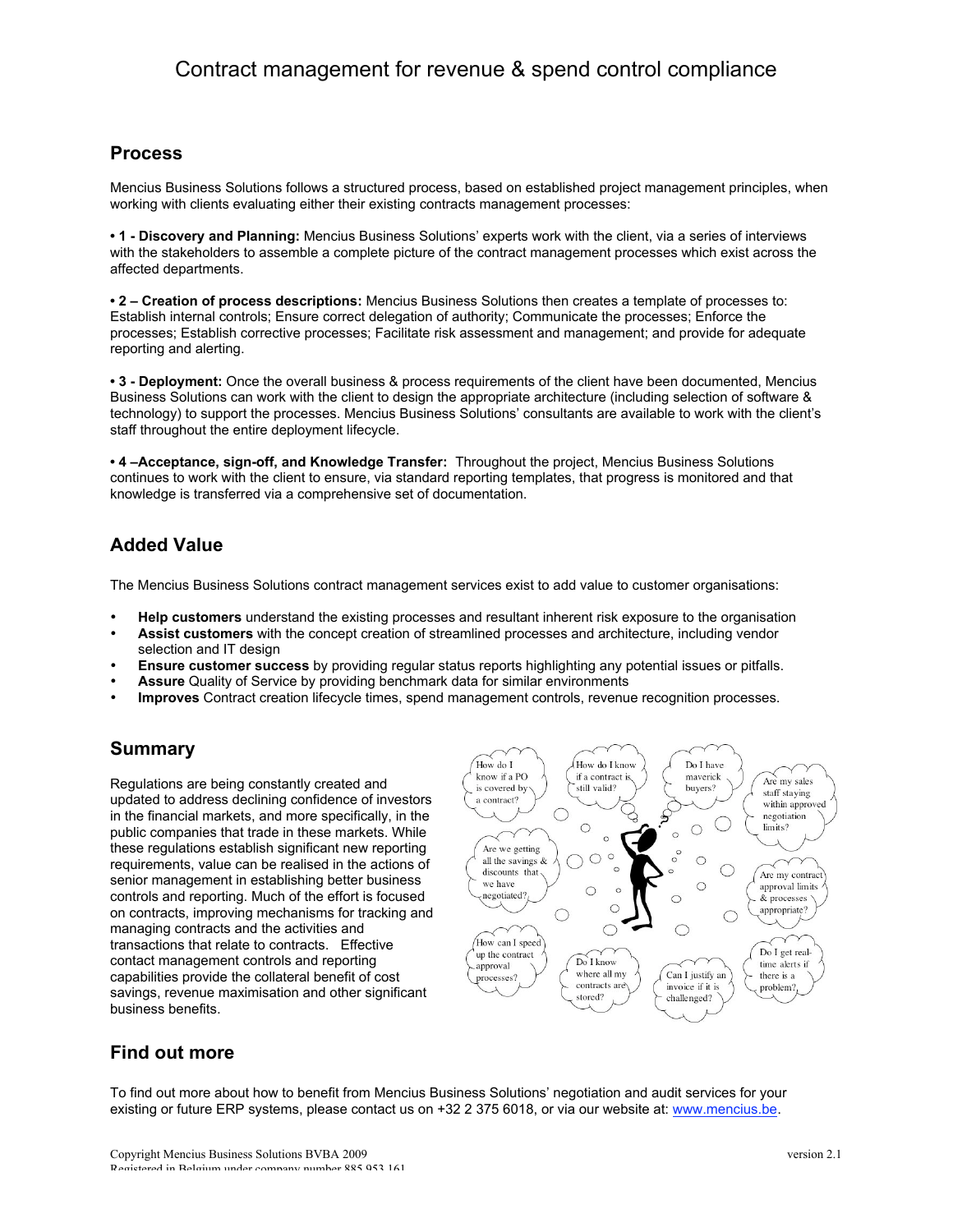# Contract management for revenue & spend control compliance

## Process

Mencius Business Solutions follows a structured process, based on established project management principles, when working with clients evaluating either their existing contracts management processes:

**• 1 - Discovery and Planning:** Mencius Business Solutions' experts work with the client, via a series of interviews with the stakeholders to assemble a complete picture of the contract management processes which exist across the affected departments.

**• 2 – Creation of process descriptions:** Mencius Business Solutions then creates a template of processes to: Establish internal controls; Ensure correct delegation of authority; Communicate the processes; Enforce the processes; Establish corrective processes; Facilitate risk assessment and management; and provide for adequate reporting and alerting.

**• 3 - Deployment:** Once the overall business & process requirements of the client have been documented, Mencius Business Solutions can work with the client to design the appropriate architecture (including selection of software & technology) to support the processes. Mencius Business Solutions' consultants are available to work with the client's staff throughout the entire deployment lifecycle.

**• 4 –Acceptance, sign-off, and Knowledge Transfer:** Throughout the project, Mencius Business Solutions continues to work with the client to ensure, via standard reporting templates, that progress is monitored and that knowledge is transferred via a comprehensive set of documentation.

## Added Value

The Mencius Business Solutions contract management services exist to add value to customer organisations:

- **Help customers** understand the existing processes and resultant inherent risk exposure to the organisation
- **Assist customers** with the concept creation of streamlined processes and architecture, including vendor selection and IT design
- **Ensure customer success** by providing regular status reports highlighting any potential issues or pitfalls.
- **Assure** Quality of Service by providing benchmark data for similar environments
- **Improves** Contract creation lifecycle times, spend management controls, revenue recognition processes.

## Summary

Regulations are being constantly created and updated to address declining confidence of investors in the financial markets, and more specifically, in the public companies that trade in these markets. While these regulations establish significant new reporting requirements, value can be realised in the actions of senior management in establishing better business controls and reporting. Much of the effort is focused on contracts, improving mechanisms for tracking and managing contracts and the activities and transactions that relate to contracts. Effective contact management controls and reporting capabilities provide the collateral benefit of cost savings, revenue maximisation and other significant business benefits.

How do I know if a PO is covered by a contract?

How do I know if a contract is still valid?

Do I have maverick buyers?

Are my sales staff staying within approved negotiation limits?

Are we getting all the savings & discounts that we have negotiated?

Are my contract approval limits & processes appropriate?

How can I speed up the contract approval processes?

Do I know where all my contracts are stored?

Can I justify an invoice if it is challenged?

Do I get real-time alerts if there is a problem?

## Find out more

To find out more about how to benefit from Mencius Business Solutions' negotiation and audit services for your existing or future ERP systems, please contact us on +32 2 375 6018, or via our website at: www.mencius.be.